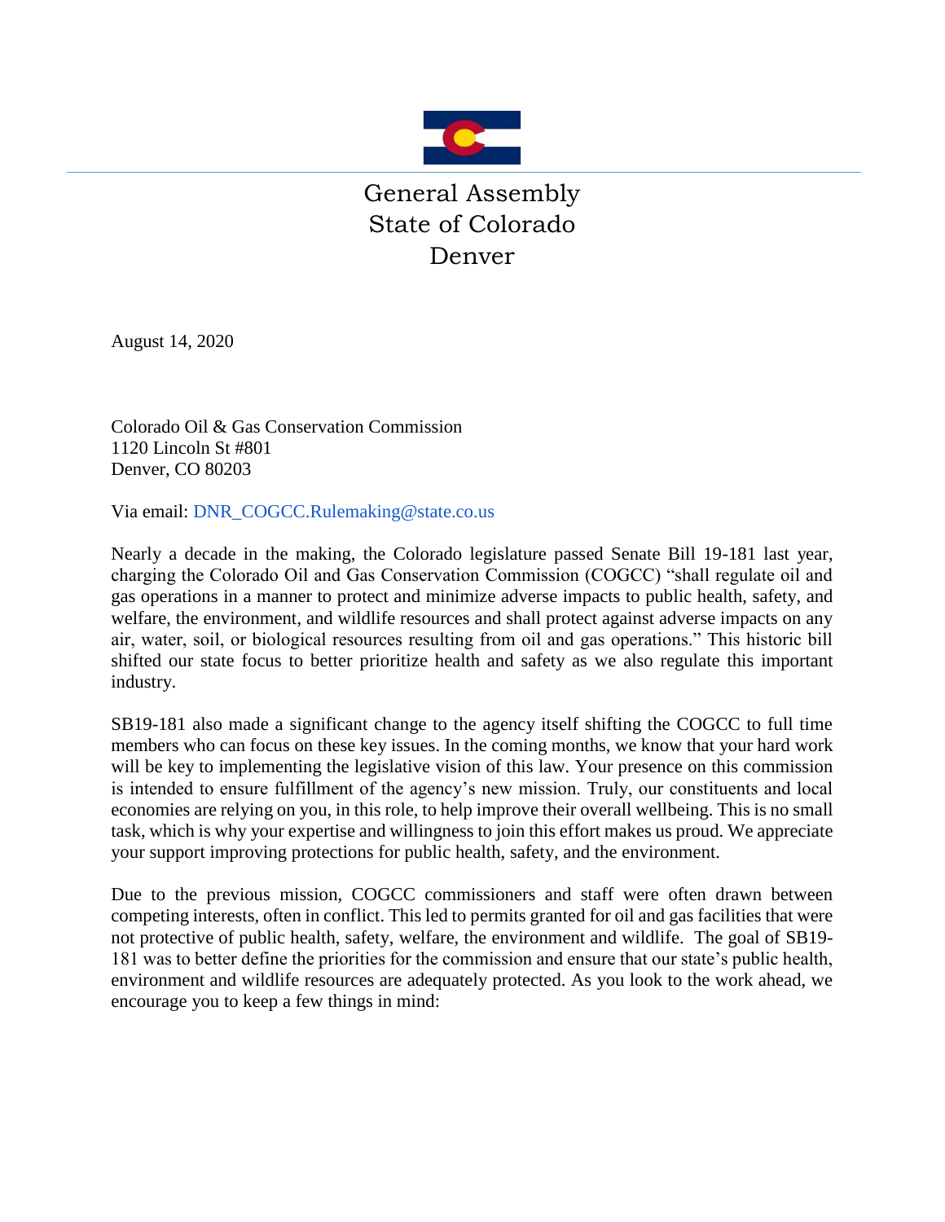# General Assembly
# State of Colorado
# Denver

August 14, 2020

Colorado Oil & Gas Conservation Commission
1120 Lincoln St #801
Denver, CO 80203

Via email: DNR_COGCC.Rulemaking@state.co.us

Nearly a decade in the making, the Colorado legislature passed Senate Bill 19-181 last year, charging the Colorado Oil and Gas Conservation Commission (COGCC) "shall regulate oil and gas operations in a manner to protect and minimize adverse impacts to public health, safety, and welfare, the environment, and wildlife resources and shall protect against adverse impacts on any air, water, soil, or biological resources resulting from oil and gas operations." This historic bill shifted our state focus to better prioritize health and safety as we also regulate this important industry.

SB19-181 also made a significant change to the agency itself shifting the COGCC to full time members who can focus on these key issues. In the coming months, we know that your hard work will be key to implementing the legislative vision of this law. Your presence on this commission is intended to ensure fulfillment of the agency's new mission. Truly, our constituents and local economies are relying on you, in this role, to help improve their overall wellbeing. This is no small task, which is why your expertise and willingness to join this effort makes us proud. We appreciate your support improving protections for public health, safety, and the environment.

Due to the previous mission, COGCC commissioners and staff were often drawn between competing interests, often in conflict. This led to permits granted for oil and gas facilities that were not protective of public health, safety, welfare, the environment and wildlife. The goal of SB19-181 was to better define the priorities for the commission and ensure that our state's public health, environment and wildlife resources are adequately protected. As you look to the work ahead, we encourage you to keep a few things in mind: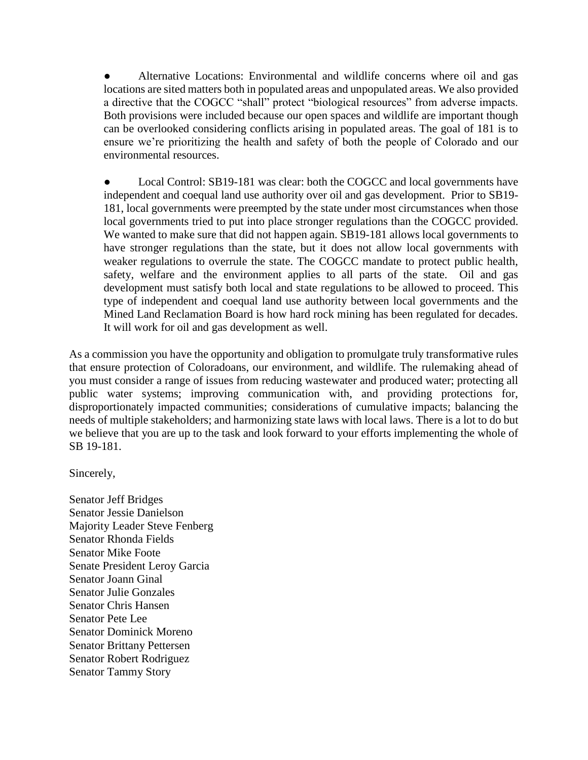- Alternative Locations: Environmental and wildlife concerns where oil and gas locations are sited matters both in populated areas and unpopulated areas. We also provided a directive that the COGCC "shall" protect "biological resources" from adverse impacts. Both provisions were included because our open spaces and wildlife are important though can be overlooked considering conflicts arising in populated areas. The goal of 181 is to ensure we're prioritizing the health and safety of both the people of Colorado and our environmental resources.

- Local Control: SB19-181 was clear: both the COGCC and local governments have independent and coequal land use authority over oil and gas development. Prior to SB19-181, local governments were preempted by the state under most circumstances when those local governments tried to put into place stronger regulations than the COGCC provided. We wanted to make sure that did not happen again. SB19-181 allows local governments to have stronger regulations than the state, but it does not allow local governments with weaker regulations to overrule the state. The COGCC mandate to protect public health, safety, welfare and the environment applies to all parts of the state. Oil and gas development must satisfy both local and state regulations to be allowed to proceed. This type of independent and coequal land use authority between local governments and the Mined Land Reclamation Board is how hard rock mining has been regulated for decades. It will work for oil and gas development as well.

As a commission you have the opportunity and obligation to promulgate truly transformative rules that ensure protection of Coloradoans, our environment, and wildlife. The rulemaking ahead of you must consider a range of issues from reducing wastewater and produced water; protecting all public water systems; improving communication with, and providing protections for, disproportionately impacted communities; considerations of cumulative impacts; balancing the needs of multiple stakeholders; and harmonizing state laws with local laws. There is a lot to do but we believe that you are up to the task and look forward to your efforts implementing the whole of SB 19-181.

Sincerely,

Senator Jeff Bridges
Senator Jessie Danielson
Majority Leader Steve Fenberg
Senator Rhonda Fields
Senator Mike Foote
Senate President Leroy Garcia
Senator Joann Ginal
Senator Julie Gonzales
Senator Chris Hansen
Senator Pete Lee
Senator Dominick Moreno
Senator Brittany Pettersen
Senator Robert Rodriguez
Senator Tammy Story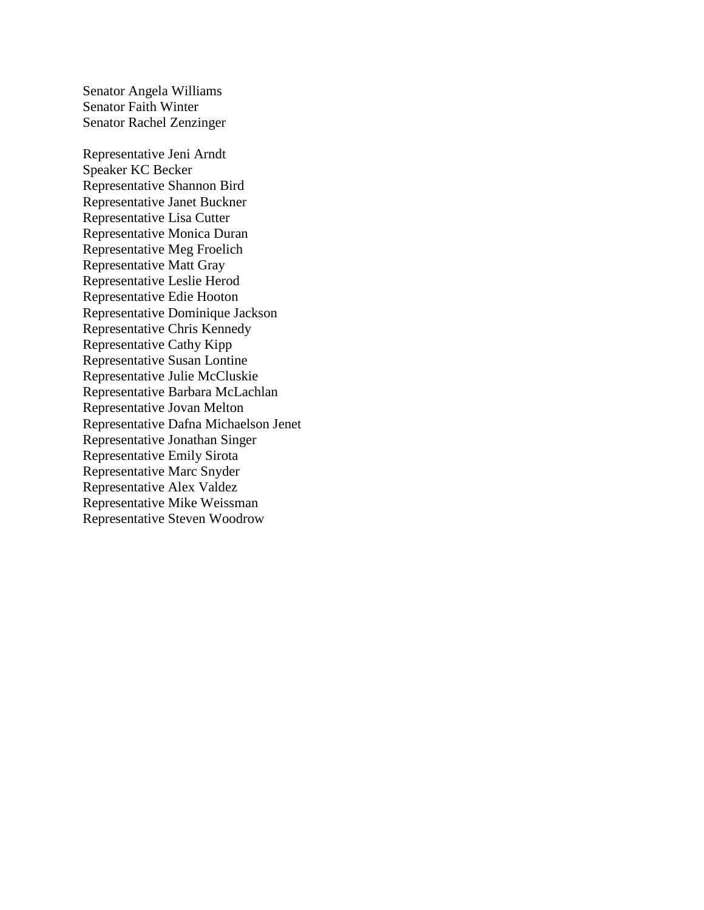Senator Angela Williams
Senator Faith Winter
Senator Rachel Zenzinger

Representative Jeni Arndt
Speaker KC Becker
Representative Shannon Bird
Representative Janet Buckner
Representative Lisa Cutter
Representative Monica Duran
Representative Meg Froelich
Representative Matt Gray
Representative Leslie Herod
Representative Edie Hooton
Representative Dominique Jackson
Representative Chris Kennedy
Representative Cathy Kipp
Representative Susan Lontine
Representative Julie McCluskie
Representative Barbara McLachlan
Representative Jovan Melton
Representative Dafna Michaelson Jenet
Representative Jonathan Singer
Representative Emily Sirota
Representative Marc Snyder
Representative Alex Valdez
Representative Mike Weissman
Representative Steven Woodrow